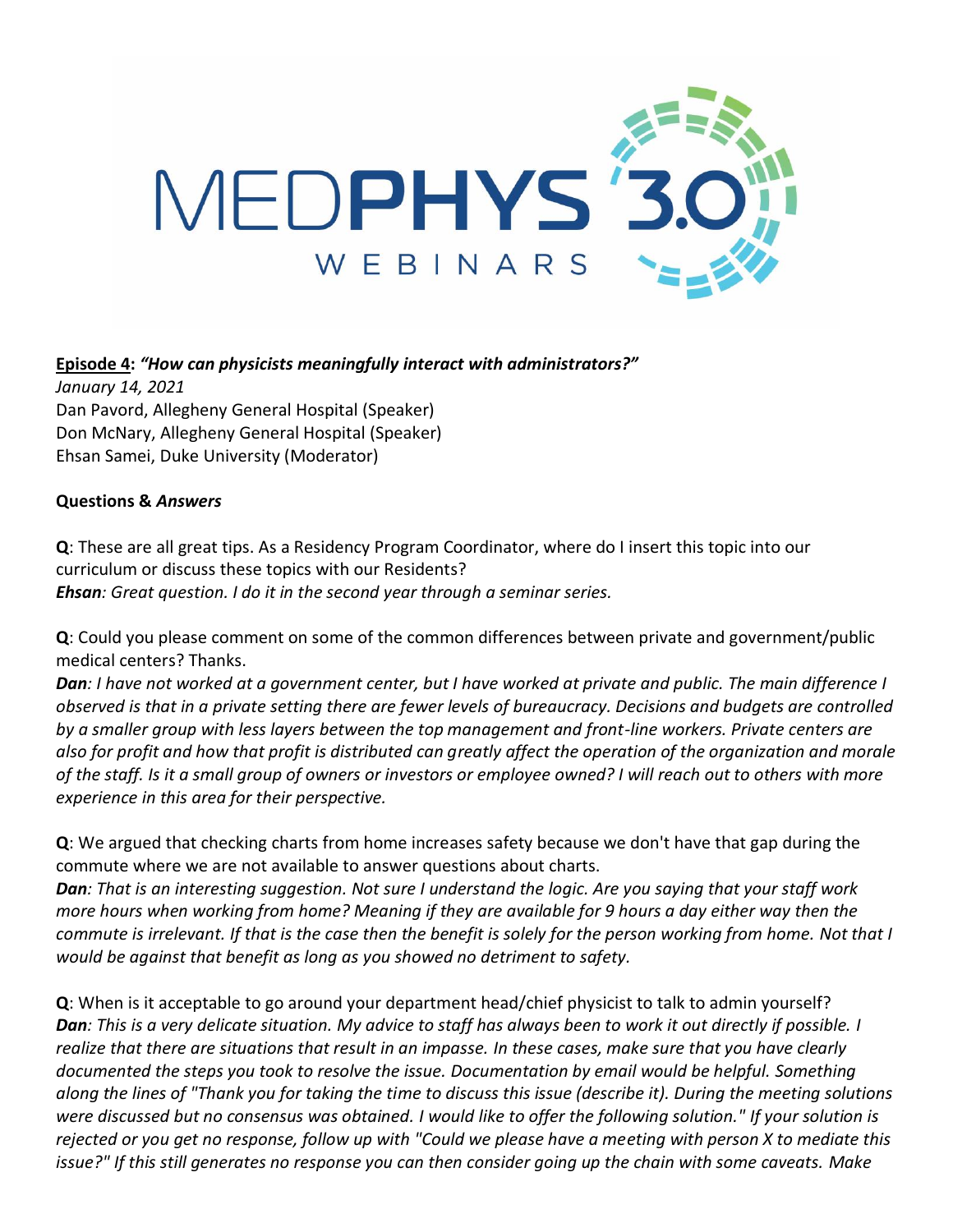MEDPHYS 3.0 WEBINARS

**Episode 4:** ***"How can physicists meaningfully interact with administrators?"***

*January 14, 2021*

Dan Pavord, Allegheny General Hospital (Speaker)

Don McNary, Allegheny General Hospital (Speaker)

Ehsan Samei, Duke University (Moderator)

**Questions &** ***Answers***

**Q**: These are all great tips. As a Residency Program Coordinator, where do I insert this topic into our curriculum or discuss these topics with our Residents?

***Ehsan****: Great question. I do it in the second year through a seminar series.*

**Q**: Could you please comment on some of the common differences between private and government/public medical centers? Thanks.

***Dan****: I have not worked at a government center, but I have worked at private and public. The main difference I observed is that in a private setting there are fewer levels of bureaucracy. Decisions and budgets are controlled by a smaller group with less layers between the top management and front-line workers. Private centers are also for profit and how that profit is distributed can greatly affect the operation of the organization and morale of the staff. Is it a small group of owners or investors or employee owned? I will reach out to others with more experience in this area for their perspective.*

**Q**: We argued that checking charts from home increases safety because we don't have that gap during the commute where we are not available to answer questions about charts.

***Dan****: That is an interesting suggestion. Not sure I understand the logic. Are you saying that your staff work more hours when working from home? Meaning if they are available for 9 hours a day either way then the commute is irrelevant. If that is the case then the benefit is solely for the person working from home. Not that I would be against that benefit as long as you showed no detriment to safety.*

**Q**: When is it acceptable to go around your department head/chief physicist to talk to admin yourself?

***Dan****: This is a very delicate situation. My advice to staff has always been to work it out directly if possible. I realize that there are situations that result in an impasse. In these cases, make sure that you have clearly documented the steps you took to resolve the issue. Documentation by email would be helpful. Something along the lines of "Thank you for taking the time to discuss this issue (describe it). During the meeting solutions were discussed but no consensus was obtained. I would like to offer the following solution." If your solution is rejected or you get no response, follow up with "Could we please have a meeting with person X to mediate this issue?" If this still generates no response you can then consider going up the chain with some caveats. Make*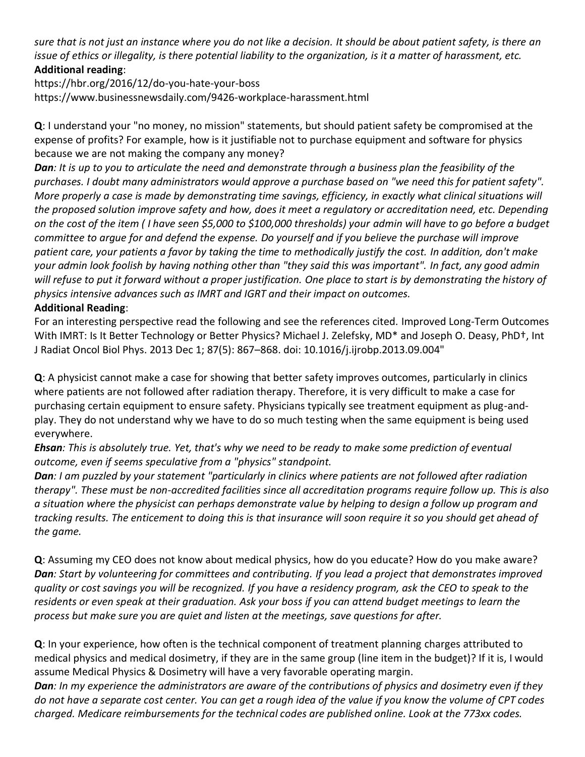*sure that is not just an instance where you do not like a decision. It should be about patient safety, is there an issue of ethics or illegality, is there potential liability to the organization, is it a matter of harassment, etc.*

**Additional reading**:

https://hbr.org/2016/12/do-you-hate-your-boss
https://www.businessnewsdaily.com/9426-workplace-harassment.html

**Q**: I understand your "no money, no mission" statements, but should patient safety be compromised at the expense of profits? For example, how is it justifiable not to purchase equipment and software for physics because we are not making the company any money?

***Dan**: It is up to you to articulate the need and demonstrate through a business plan the feasibility of the purchases. I doubt many administrators would approve a purchase based on "we need this for patient safety". More properly a case is made by demonstrating time savings, efficiency, in exactly what clinical situations will the proposed solution improve safety and how, does it meet a regulatory or accreditation need, etc. Depending on the cost of the item ( I have seen $5,000 to $100,000 thresholds) your admin will have to go before a budget committee to argue for and defend the expense. Do yourself and if you believe the purchase will improve patient care, your patients a favor by taking the time to methodically justify the cost. In addition, don't make your admin look foolish by having nothing other than "they said this was important". In fact, any good admin will refuse to put it forward without a proper justification. One place to start is by demonstrating the history of physics intensive advances such as IMRT and IGRT and their impact on outcomes.*

**Additional Reading**:

For an interesting perspective read the following and see the references cited. Improved Long-Term Outcomes With IMRT: Is It Better Technology or Better Physics? Michael J. Zelefsky, MD* and Joseph O. Deasy, PhD†, Int J Radiat Oncol Biol Phys. 2013 Dec 1; 87(5): 867–868. doi: 10.1016/j.ijrobp.2013.09.004"

**Q**: A physicist cannot make a case for showing that better safety improves outcomes, particularly in clinics where patients are not followed after radiation therapy. Therefore, it is very difficult to make a case for purchasing certain equipment to ensure safety. Physicians typically see treatment equipment as plug-and-play. They do not understand why we have to do so much testing when the same equipment is being used everywhere.

***Ehsan**: This is absolutely true. Yet, that's why we need to be ready to make some prediction of eventual outcome, even if seems speculative from a "physics" standpoint.*

***Dan**: I am puzzled by your statement "particularly in clinics where patients are not followed after radiation therapy". These must be non-accredited facilities since all accreditation programs require follow up. This is also a situation where the physicist can perhaps demonstrate value by helping to design a follow up program and tracking results. The enticement to doing this is that insurance will soon require it so you should get ahead of the game.*

**Q**: Assuming my CEO does not know about medical physics, how do you educate? How do you make aware?

***Dan**: Start by volunteering for committees and contributing. If you lead a project that demonstrates improved quality or cost savings you will be recognized. If you have a residency program, ask the CEO to speak to the residents or even speak at their graduation. Ask your boss if you can attend budget meetings to learn the process but make sure you are quiet and listen at the meetings, save questions for after.*

**Q**: In your experience, how often is the technical component of treatment planning charges attributed to medical physics and medical dosimetry, if they are in the same group (line item in the budget)? If it is, I would assume Medical Physics & Dosimetry will have a very favorable operating margin.

***Dan**: In my experience the administrators are aware of the contributions of physics and dosimetry even if they do not have a separate cost center. You can get a rough idea of the value if you know the volume of CPT codes charged. Medicare reimbursements for the technical codes are published online. Look at the 773xx codes.*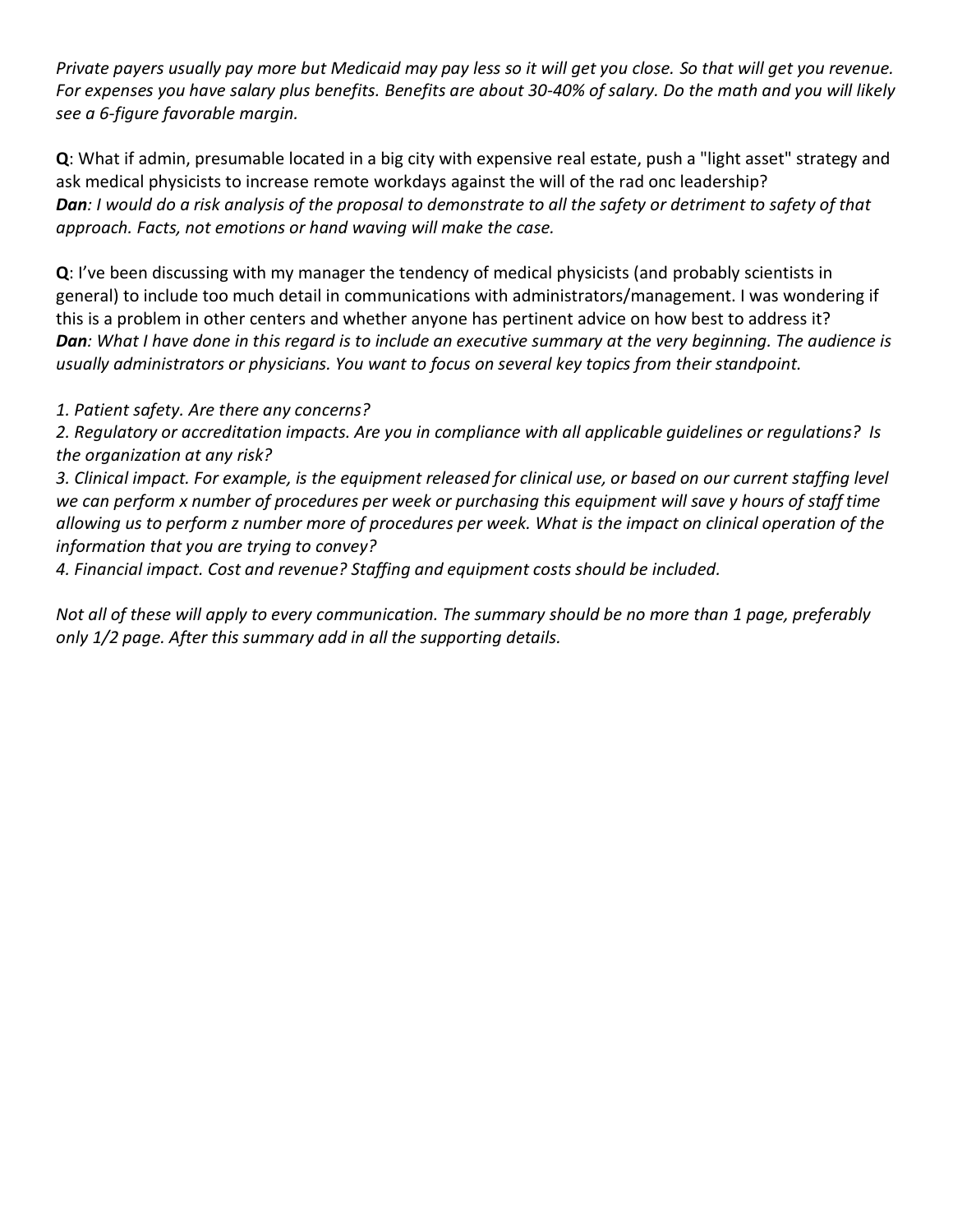*Private payers usually pay more but Medicaid may pay less so it will get you close. So that will get you revenue. For expenses you have salary plus benefits. Benefits are about 30-40% of salary. Do the math and you will likely see a 6-figure favorable margin.*

**Q**: What if admin, presumable located in a big city with expensive real estate, push a "light asset" strategy and ask medical physicists to increase remote workdays against the will of the rad onc leadership?
***Dan***: *I would do a risk analysis of the proposal to demonstrate to all the safety or detriment to safety of that approach. Facts, not emotions or hand waving will make the case.*

**Q**: I've been discussing with my manager the tendency of medical physicists (and probably scientists in general) to include too much detail in communications with administrators/management. I was wondering if this is a problem in other centers and whether anyone has pertinent advice on how best to address it?
***Dan***: *What I have done in this regard is to include an executive summary at the very beginning. The audience is usually administrators or physicians. You want to focus on several key topics from their standpoint.*

*1. Patient safety. Are there any concerns?*

*2. Regulatory or accreditation impacts. Are you in compliance with all applicable guidelines or regulations? Is the organization at any risk?*

*3. Clinical impact. For example, is the equipment released for clinical use, or based on our current staffing level we can perform x number of procedures per week or purchasing this equipment will save y hours of staff time allowing us to perform z number more of procedures per week. What is the impact on clinical operation of the information that you are trying to convey?*

*4. Financial impact. Cost and revenue? Staffing and equipment costs should be included.*

*Not all of these will apply to every communication. The summary should be no more than 1 page, preferably only 1/2 page. After this summary add in all the supporting details.*